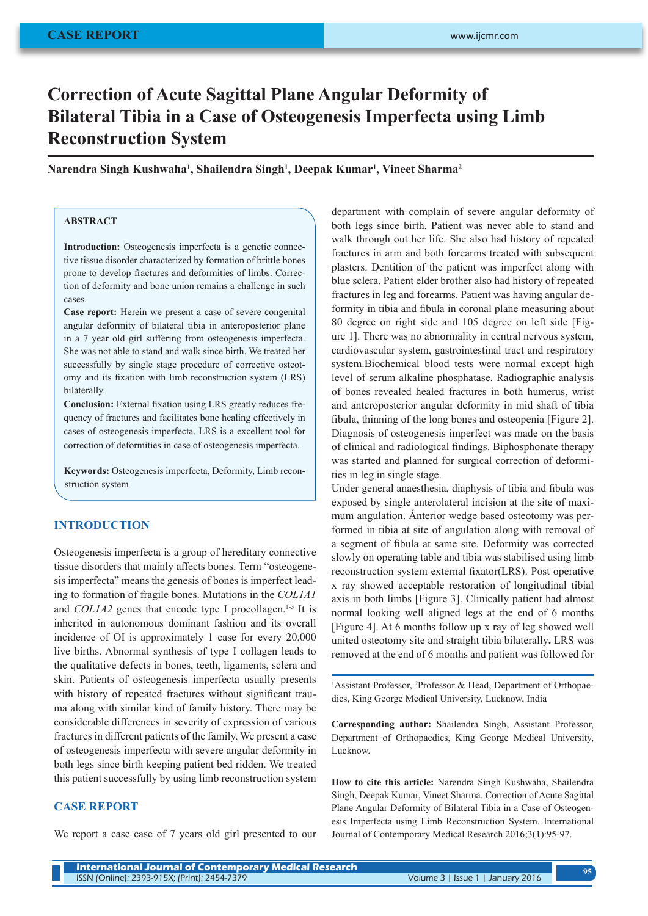CASE REPORT

# Correction of Acute Sagittal Plane Angular Deformity of Bilateral Tibia in a Case of Osteogenesis Imperfecta using Limb Reconstruction System

**Narendra Singh Kushwaha[1], Shailendra Singh[1], Deepak Kumar[1], Vineet Sharma[2]**

## ABSTRACT

**Introduction:** Osteogenesis imperfecta is a genetic connective tissue disorder characterized by formation of brittle bones prone to develop fractures and deformities of limbs. Correction of deformity and bone union remains a challenge in such cases.

**Case report:** Herein we present a case of severe congenital angular deformity of bilateral tibia in anteroposterior plane in a 7 year old girl suffering from osteogenesis imperfecta. She was not able to stand and walk since birth. We treated her successfully by single stage procedure of corrective osteotomy and its fixation with limb reconstruction system (LRS) bilaterally.

**Conclusion:** External fixation using LRS greatly reduces frequency of fractures and facilitates bone healing effectively in cases of osteogenesis imperfecta. LRS is a excellent tool for correction of deformities in case of osteogenesis imperfecta.

**Keywords:** Osteogenesis imperfecta, Deformity, Limb reconstruction system

## INTRODUCTION

Osteogenesis imperfecta is a group of hereditary connective tissue disorders that mainly affects bones. Term "osteogenesis imperfecta" means the genesis of bones is imperfect leading to formation of fragile bones. Mutations in the *COL1A1* and *COL1A2* genes that encode type I procollagen.[1-3] It is inherited in autonomous dominant fashion and its overall incidence of OI is approximately 1 case for every 20,000 live births. Abnormal synthesis of type I collagen leads to the qualitative defects in bones, teeth, ligaments, sclera and skin. Patients of osteogenesis imperfecta usually presents with history of repeated fractures without significant trauma along with similar kind of family history. There may be considerable differences in severity of expression of various fractures in different patients of the family. We present a case of osteogenesis imperfecta with severe angular deformity in both legs since birth keeping patient bed ridden. We treated this patient successfully by using limb reconstruction system

## CASE REPORT

We report a case case of 7 years old girl presented to our department with complain of severe angular deformity of both legs since birth. Patient was never able to stand and walk through out her life. She also had history of repeated fractures in arm and both forearms treated with subsequent plasters. Dentition of the patient was imperfect along with blue sclera. Patient elder brother also had history of repeated fractures in leg and forearms. Patient was having angular deformity in tibia and fibula in coronal plane measuring about 80 degree on right side and 105 degree on left side [Figure 1]. There was no abnormality in central nervous system, cardiovascular system, gastrointestinal tract and respiratory system.Biochemical blood tests were normal except high level of serum alkaline phosphatase. Radiographic analysis of bones revealed healed fractures in both humerus, wrist and anteroposterior angular deformity in mid shaft of tibia fibula, thinning of the long bones and osteopenia [Figure 2]. Diagnosis of osteogenesis imperfect was made on the basis of clinical and radiological findings. Biphosphonate therapy was started and planned for surgical correction of deformities in leg in single stage.

Under general anaesthesia, diaphysis of tibia and fibula was exposed by single anterolateral incision at the site of maximum angulation. Ánterior wedge based osteotomy was performed in tibia at site of angulation along with removal of a segment of fibula at same site. Deformity was corrected slowly on operating table and tibia was stabilised using limb reconstruction system external fixator(LRS). Post operative x ray showed acceptable restoration of longitudinal tibial axis in both limbs [Figure 3]. Clinically patient had almost normal looking well aligned legs at the end of 6 months [Figure 4]. At 6 months follow up x ray of leg showed well united osteotomy site and straight tibia bilaterally**.** LRS was removed at the end of 6 months and patient was followed for

[1]Assistant Professor, [2]Professor & Head, Department of Orthopaedics, King George Medical University, Lucknow, India

**Corresponding author:** Shailendra Singh, Assistant Professor, Department of Orthopaedics, King George Medical University, Lucknow.

**How to cite this article:** Narendra Singh Kushwaha, Shailendra Singh, Deepak Kumar, Vineet Sharma. Correction of Acute Sagittal Plane Angular Deformity of Bilateral Tibia in a Case of Osteogenesis Imperfecta using Limb Reconstruction System. International Journal of Contemporary Medical Research 2016;3(1):95-97.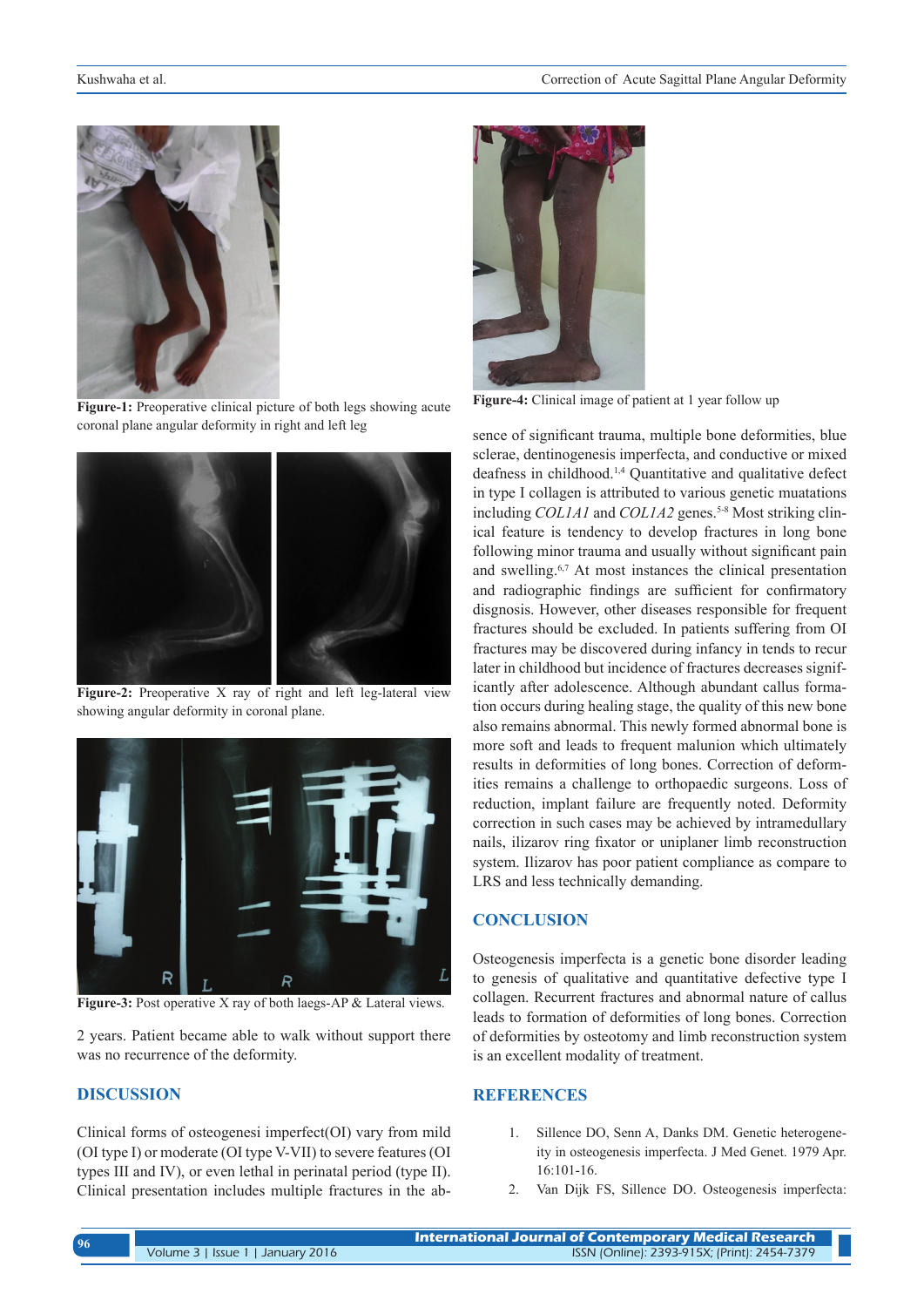Figure-1: Preoperative clinical picture of both legs showing acute coronal plane angular deformity in right and left leg

Figure-2: Preoperative X ray of right and left leg-lateral view showing angular deformity in coronal plane.

Figure-3: Post operative X ray of both laegs-AP & Lateral views.

2 years. Patient became able to walk without support there was no recurrence of the deformity.

## DISCUSSION

Clinical forms of osteogenesi imperfect(OI) vary from mild (OI type I) or moderate (OI type V-VII) to severe features (OI types III and IV), or even lethal in perinatal period (type II). Clinical presentation includes multiple fractures in the absence of significant trauma, multiple bone deformities, blue sclerae, dentinogenesis imperfecta, and conductive or mixed deafness in childhood.[1,4] Quantitative and qualitative defect in type I collagen is attributed to various genetic muatations including *COL1A1* and *COL1A2* genes.[5-8] Most striking clinical feature is tendency to develop fractures in long bone following minor trauma and usually without significant pain and swelling.[6,7] At most instances the clinical presentation and radiographic findings are sufficient for confirmatory disgnosis. However, other diseases responsible for frequent fractures should be excluded. In patients suffering from OI fractures may be discovered during infancy in tends to recur later in childhood but incidence of fractures decreases significantly after adolescence. Although abundant callus formation occurs during healing stage, the quality of this new bone also remains abnormal. This newly formed abnormal bone is more soft and leads to frequent malunion which ultimately results in deformities of long bones. Correction of deformities remains a challenge to orthopaedic surgeons. Loss of reduction, implant failure are frequently noted. Deformity correction in such cases may be achieved by intramedullary nails, ilizarov ring fixator or uniplaner limb reconstruction system. Ilizarov has poor patient compliance as compare to LRS and less technically demanding.

Figure-4: Clinical image of patient at 1 year follow up

## CONCLUSION

Osteogenesis imperfecta is a genetic bone disorder leading to genesis of qualitative and quantitative defective type I collagen. Recurrent fractures and abnormal nature of callus leads to formation of deformities of long bones. Correction of deformities by osteotomy and limb reconstruction system is an excellent modality of treatment.

## REFERENCES

1. Sillence DO, Senn A, Danks DM. Genetic heterogeneity in osteogenesis imperfecta. J Med Genet. 1979 Apr. 16:101-16.
2. Van Dijk FS, Sillence DO. Osteogenesis imperfecta: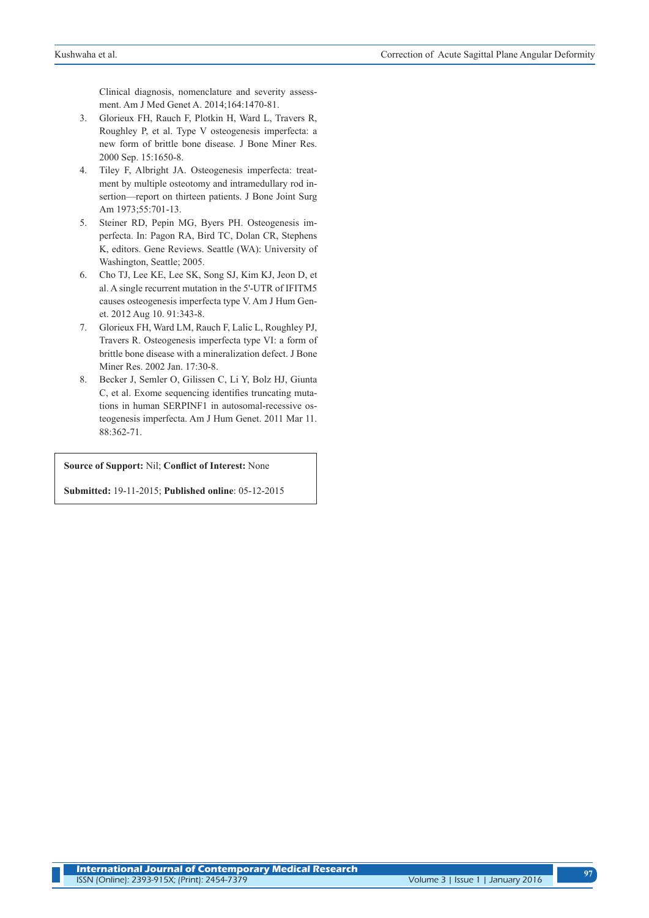Clinical diagnosis, nomenclature and severity assessment. Am J Med Genet A. 2014;164:1470-81.

3. Glorieux FH, Rauch F, Plotkin H, Ward L, Travers R, Roughley P, et al. Type V osteogenesis imperfecta: a new form of brittle bone disease. J Bone Miner Res. 2000 Sep. 15:1650-8.
4. Tiley F, Albright JA. Osteogenesis imperfecta: treatment by multiple osteotomy and intramedullary rod insertion—report on thirteen patients. J Bone Joint Surg Am 1973;55:701-13.
5. Steiner RD, Pepin MG, Byers PH. Osteogenesis imperfecta. In: Pagon RA, Bird TC, Dolan CR, Stephens K, editors. Gene Reviews. Seattle (WA): University of Washington, Seattle; 2005.
6. Cho TJ, Lee KE, Lee SK, Song SJ, Kim KJ, Jeon D, et al. A single recurrent mutation in the 5'-UTR of IFITM5 causes osteogenesis imperfecta type V. Am J Hum Genet. 2012 Aug 10. 91:343-8.
7. Glorieux FH, Ward LM, Rauch F, Lalic L, Roughley PJ, Travers R. Osteogenesis imperfecta type VI: a form of brittle bone disease with a mineralization defect. J Bone Miner Res. 2002 Jan. 17:30-8.
8. Becker J, Semler O, Gilissen C, Li Y, Bolz HJ, Giunta C, et al. Exome sequencing identifies truncating mutations in human SERPINF1 in autosomal-recessive osteogenesis imperfecta. Am J Hum Genet. 2011 Mar 11. 88:362-71.

**Source of Support:** Nil; **Conflict of Interest:** None

**Submitted:** 19-11-2015; **Published online**: 05-12-2015